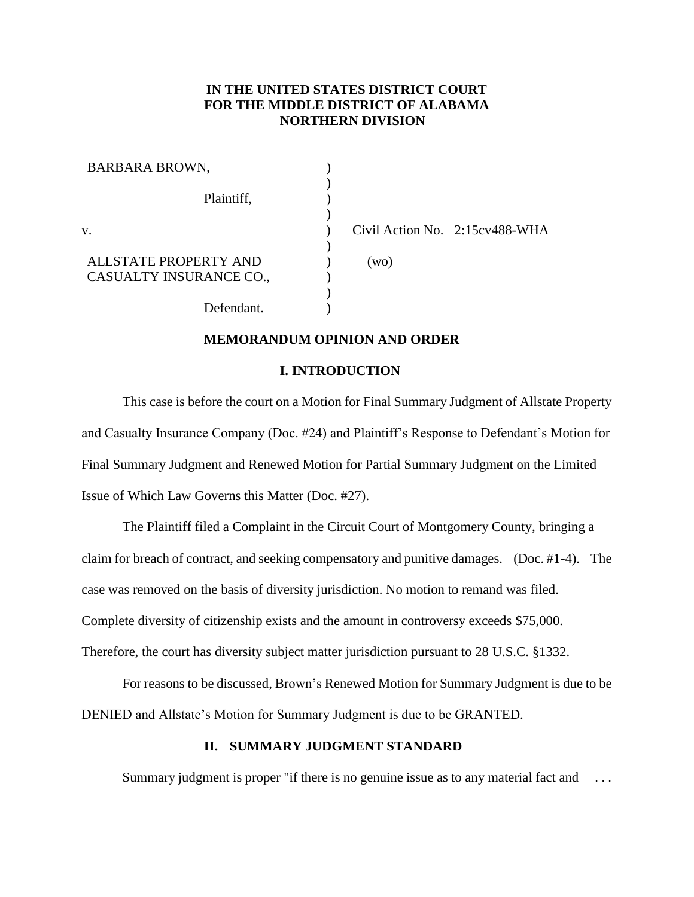**IN THE UNITED STATES DISTRICT COURT**
**FOR THE MIDDLE DISTRICT OF ALABAMA**
**NORTHERN DIVISION**

| | | |
|---|---|---|
| BARBARA BROWN, | ) | |
| | ) | |
| Plaintiff, | ) | |
| | ) | |
| v. | ) | Civil Action No. 2:15cv488-WHA |
| | ) | |
| ALLSTATE PROPERTY AND CASUALTY INSURANCE CO., | ) | (wo) |
| | ) | |
| Defendant. | ) | |

**MEMORANDUM OPINION AND ORDER**

**I. INTRODUCTION**

This case is before the court on a Motion for Final Summary Judgment of Allstate Property and Casualty Insurance Company (Doc. #24) and Plaintiff's Response to Defendant's Motion for Final Summary Judgment and Renewed Motion for Partial Summary Judgment on the Limited Issue of Which Law Governs this Matter (Doc. #27).

The Plaintiff filed a Complaint in the Circuit Court of Montgomery County, bringing a claim for breach of contract, and seeking compensatory and punitive damages. (Doc. #1-4). The case was removed on the basis of diversity jurisdiction. No motion to remand was filed. Complete diversity of citizenship exists and the amount in controversy exceeds $75,000. Therefore, the court has diversity subject matter jurisdiction pursuant to 28 U.S.C. §1332.

For reasons to be discussed, Brown's Renewed Motion for Summary Judgment is due to be DENIED and Allstate's Motion for Summary Judgment is due to be GRANTED.

**II. SUMMARY JUDGMENT STANDARD**

Summary judgment is proper "if there is no genuine issue as to any material fact and . . .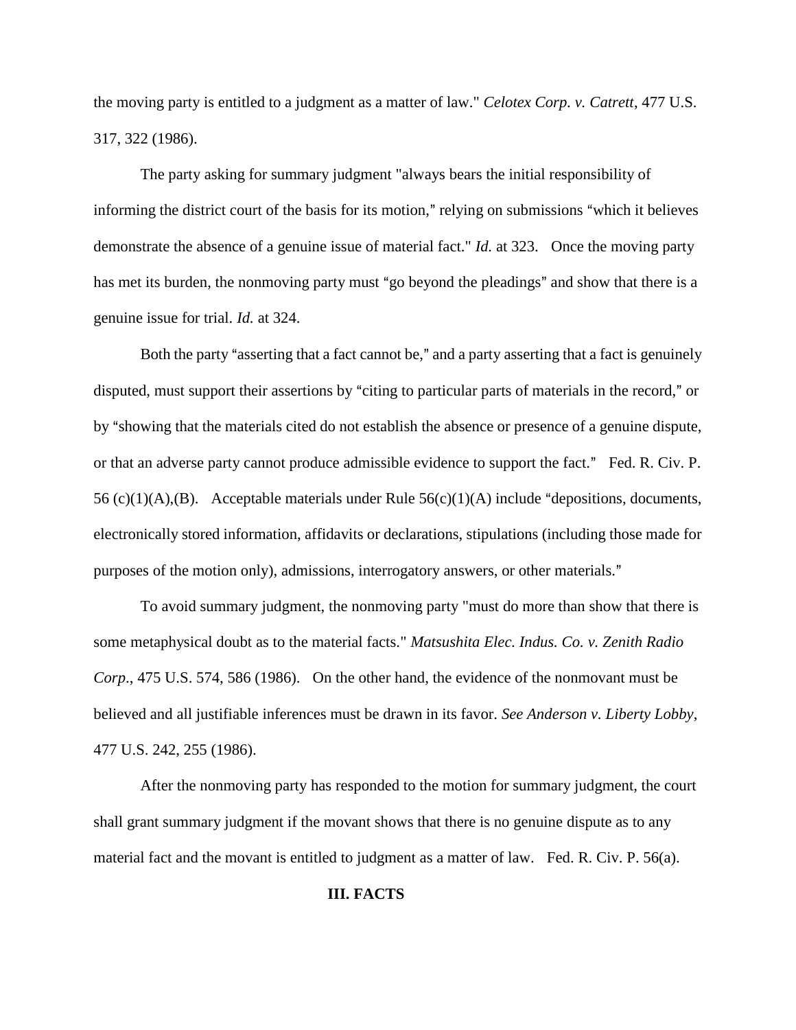the moving party is entitled to a judgment as a matter of law." *Celotex Corp. v. Catrett*, 477 U.S. 317, 322 (1986).

The party asking for summary judgment "always bears the initial responsibility of informing the district court of the basis for its motion," relying on submissions "which it believes demonstrate the absence of a genuine issue of material fact." *Id.* at 323. Once the moving party has met its burden, the nonmoving party must "go beyond the pleadings" and show that there is a genuine issue for trial. *Id.* at 324.

Both the party "asserting that a fact cannot be," and a party asserting that a fact is genuinely disputed, must support their assertions by "citing to particular parts of materials in the record," or by "showing that the materials cited do not establish the absence or presence of a genuine dispute, or that an adverse party cannot produce admissible evidence to support the fact." Fed. R. Civ. P. 56 (c)(1)(A),(B). Acceptable materials under Rule 56(c)(1)(A) include "depositions, documents, electronically stored information, affidavits or declarations, stipulations (including those made for purposes of the motion only), admissions, interrogatory answers, or other materials."

To avoid summary judgment, the nonmoving party "must do more than show that there is some metaphysical doubt as to the material facts." *Matsushita Elec. Indus. Co. v. Zenith Radio Corp.*, 475 U.S. 574, 586 (1986). On the other hand, the evidence of the nonmovant must be believed and all justifiable inferences must be drawn in its favor. *See Anderson v. Liberty Lobby*, 477 U.S. 242, 255 (1986).

After the nonmoving party has responded to the motion for summary judgment, the court shall grant summary judgment if the movant shows that there is no genuine dispute as to any material fact and the movant is entitled to judgment as a matter of law. Fed. R. Civ. P. 56(a).

## III. FACTS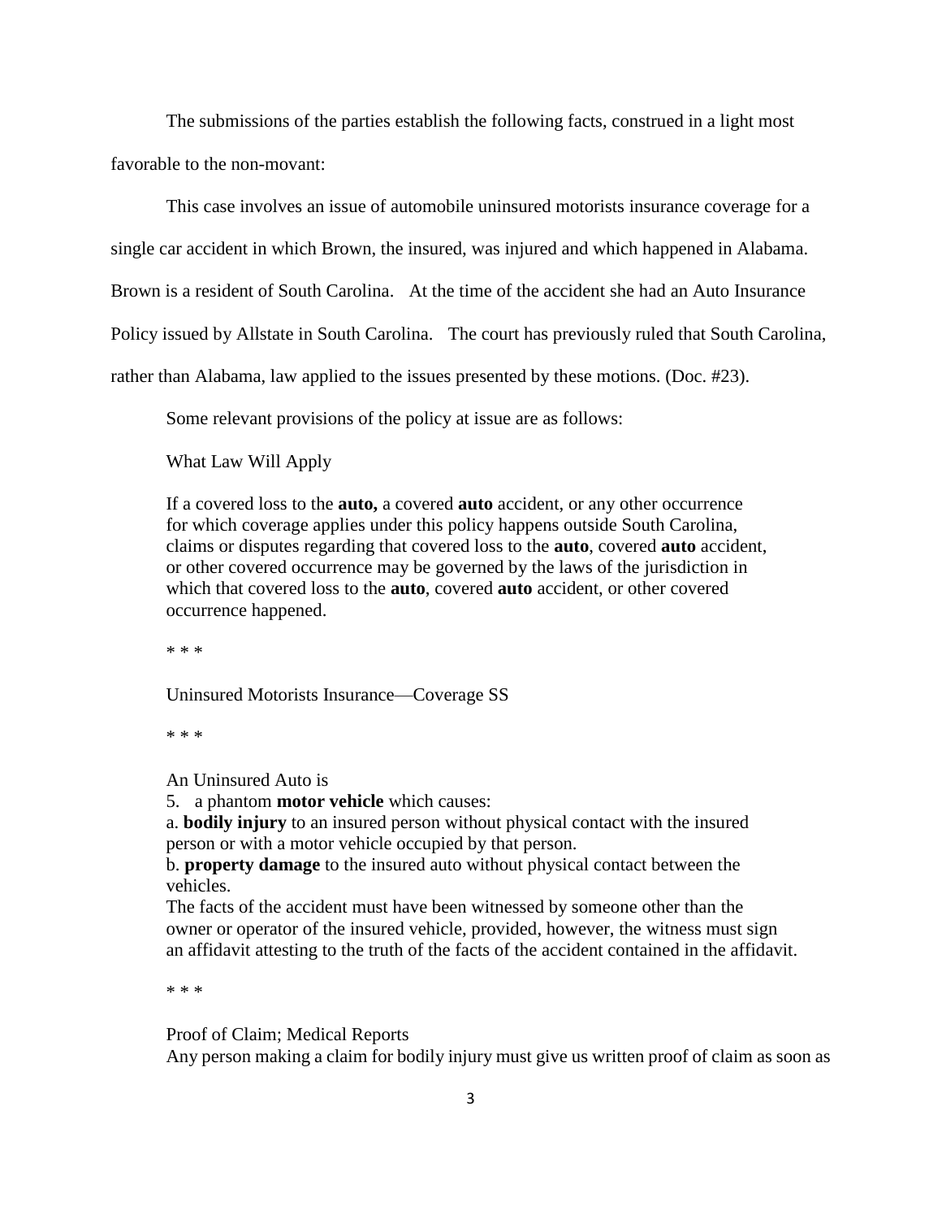The submissions of the parties establish the following facts, construed in a light most favorable to the non-movant:

This case involves an issue of automobile uninsured motorists insurance coverage for a single car accident in which Brown, the insured, was injured and which happened in Alabama. Brown is a resident of South Carolina. At the time of the accident she had an Auto Insurance Policy issued by Allstate in South Carolina. The court has previously ruled that South Carolina, rather than Alabama, law applied to the issues presented by these motions. (Doc. #23).

Some relevant provisions of the policy at issue are as follows:

> What Law Will Apply
>
> If a covered loss to the **auto,** a covered **auto** accident, or any other occurrence for which coverage applies under this policy happens outside South Carolina, claims or disputes regarding that covered loss to the **auto**, covered **auto** accident, or other covered occurrence may be governed by the laws of the jurisdiction in which that covered loss to the **auto**, covered **auto** accident, or other covered occurrence happened.
>
> * * *
>
> Uninsured Motorists Insurance—Coverage SS
>
> * * *
>
> An Uninsured Auto is
> 5. a phantom **motor vehicle** which causes:
> a. **bodily injury** to an insured person without physical contact with the insured person or with a motor vehicle occupied by that person.
> b. **property damage** to the insured auto without physical contact between the vehicles.
> The facts of the accident must have been witnessed by someone other than the owner or operator of the insured vehicle, provided, however, the witness must sign an affidavit attesting to the truth of the facts of the accident contained in the affidavit.
>
> * * *
>
> Proof of Claim; Medical Reports
> Any person making a claim for bodily injury must give us written proof of claim as soon as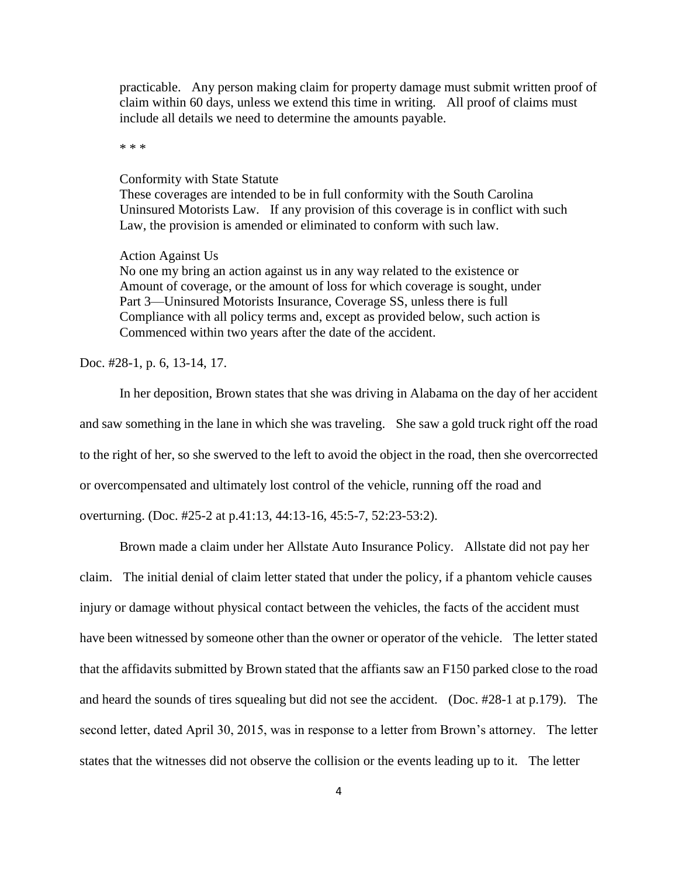> practicable. Any person making claim for property damage must submit written proof of claim within 60 days, unless we extend this time in writing. All proof of claims must include all details we need to determine the amounts payable.
>
> * * *
>
> Conformity with State Statute
> These coverages are intended to be in full conformity with the South Carolina Uninsured Motorists Law. If any provision of this coverage is in conflict with such Law, the provision is amended or eliminated to conform with such law.
>
> Action Against Us
> No one my bring an action against us in any way related to the existence or Amount of coverage, or the amount of loss for which coverage is sought, under Part 3—Uninsured Motorists Insurance, Coverage SS, unless there is full Compliance with all policy terms and, except as provided below, such action is Commenced within two years after the date of the accident.

Doc. #28-1, p. 6, 13-14, 17.

In her deposition, Brown states that she was driving in Alabama on the day of her accident and saw something in the lane in which she was traveling. She saw a gold truck right off the road to the right of her, so she swerved to the left to avoid the object in the road, then she overcorrected or overcompensated and ultimately lost control of the vehicle, running off the road and overturning. (Doc. #25-2 at p.41:13, 44:13-16, 45:5-7, 52:23-53:2).

Brown made a claim under her Allstate Auto Insurance Policy. Allstate did not pay her claim. The initial denial of claim letter stated that under the policy, if a phantom vehicle causes injury or damage without physical contact between the vehicles, the facts of the accident must have been witnessed by someone other than the owner or operator of the vehicle. The letter stated that the affidavits submitted by Brown stated that the affiants saw an F150 parked close to the road and heard the sounds of tires squealing but did not see the accident. (Doc. #28-1 at p.179). The second letter, dated April 30, 2015, was in response to a letter from Brown's attorney. The letter states that the witnesses did not observe the collision or the events leading up to it. The letter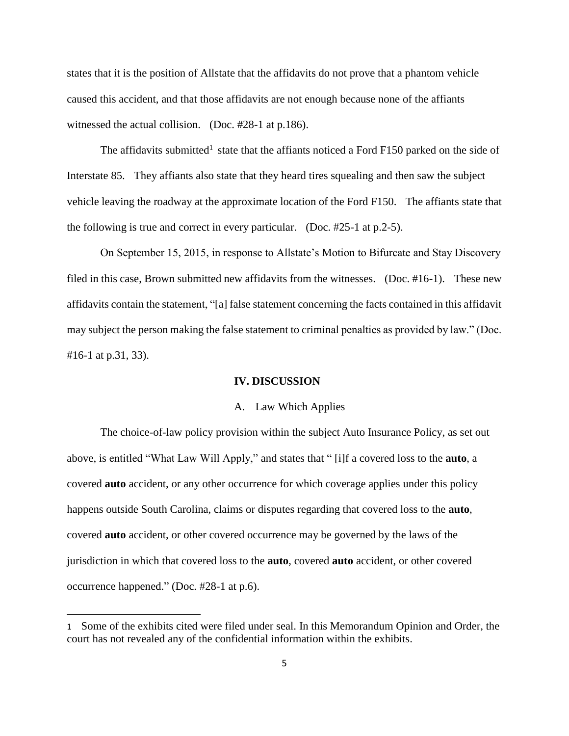states that it is the position of Allstate that the affidavits do not prove that a phantom vehicle caused this accident, and that those affidavits are not enough because none of the affiants witnessed the actual collision. (Doc. #28-1 at p.186).

The affidavits submitted[1] state that the affiants noticed a Ford F150 parked on the side of Interstate 85. They affiants also state that they heard tires squealing and then saw the subject vehicle leaving the roadway at the approximate location of the Ford F150. The affiants state that the following is true and correct in every particular. (Doc. #25-1 at p.2-5).

On September 15, 2015, in response to Allstate's Motion to Bifurcate and Stay Discovery filed in this case, Brown submitted new affidavits from the witnesses. (Doc. #16-1). These new affidavits contain the statement, "[a] false statement concerning the facts contained in this affidavit may subject the person making the false statement to criminal penalties as provided by law." (Doc. #16-1 at p.31, 33).

## IV. DISCUSSION

### A. Law Which Applies

The choice-of-law policy provision within the subject Auto Insurance Policy, as set out above, is entitled "What Law Will Apply," and states that " [i]f a covered loss to the **auto**, a covered **auto** accident, or any other occurrence for which coverage applies under this policy happens outside South Carolina, claims or disputes regarding that covered loss to the **auto**, covered **auto** accident, or other covered occurrence may be governed by the laws of the jurisdiction in which that covered loss to the **auto**, covered **auto** accident, or other covered occurrence happened." (Doc. #28-1 at p.6).

---

1 Some of the exhibits cited were filed under seal. In this Memorandum Opinion and Order, the court has not revealed any of the confidential information within the exhibits.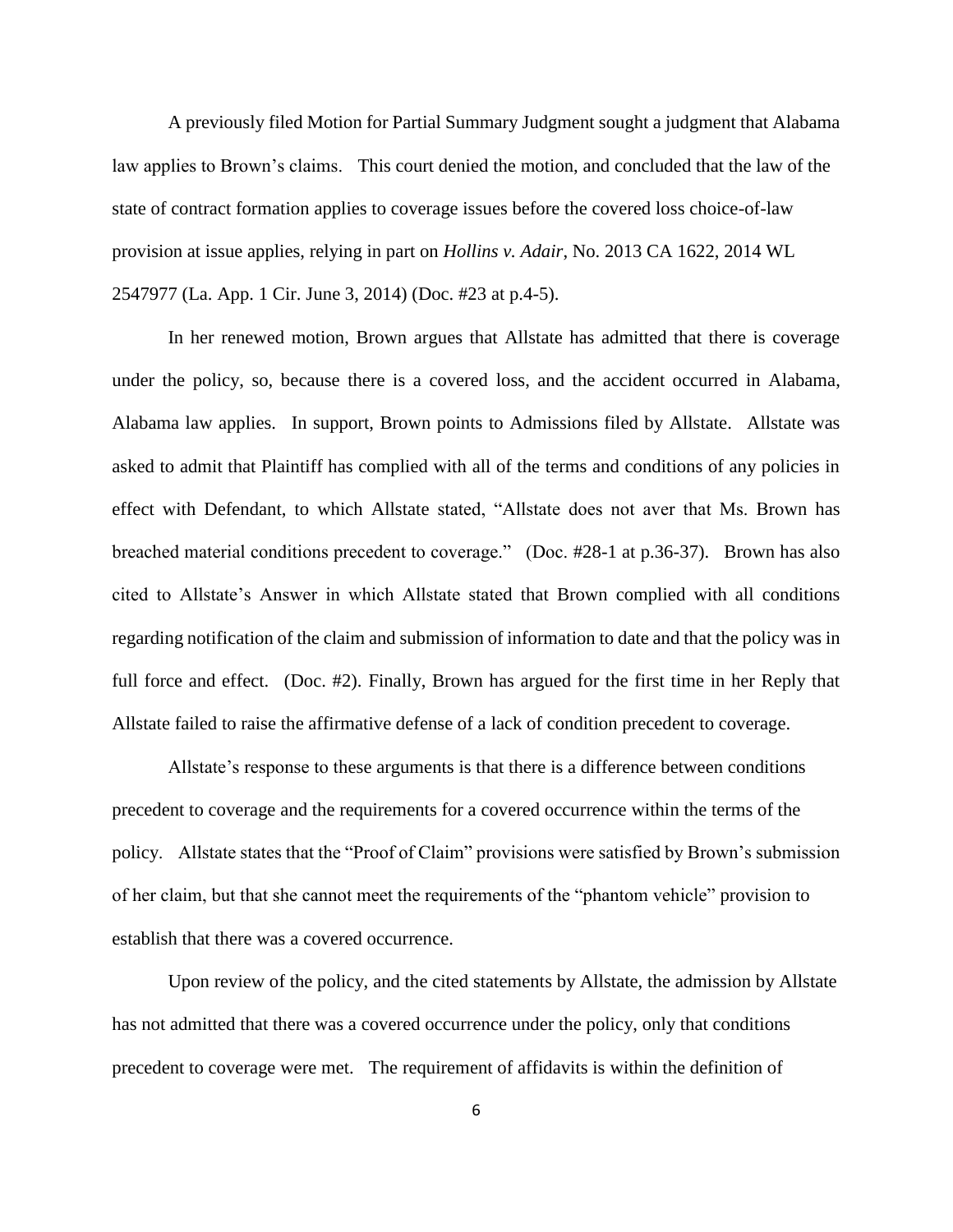A previously filed Motion for Partial Summary Judgment sought a judgment that Alabama law applies to Brown's claims. This court denied the motion, and concluded that the law of the state of contract formation applies to coverage issues before the covered loss choice-of-law provision at issue applies, relying in part on *Hollins v. Adair*, No. 2013 CA 1622, 2014 WL 2547977 (La. App. 1 Cir. June 3, 2014) (Doc. #23 at p.4-5).

In her renewed motion, Brown argues that Allstate has admitted that there is coverage under the policy, so, because there is a covered loss, and the accident occurred in Alabama, Alabama law applies. In support, Brown points to Admissions filed by Allstate. Allstate was asked to admit that Plaintiff has complied with all of the terms and conditions of any policies in effect with Defendant, to which Allstate stated, "Allstate does not aver that Ms. Brown has breached material conditions precedent to coverage." (Doc. #28-1 at p.36-37). Brown has also cited to Allstate's Answer in which Allstate stated that Brown complied with all conditions regarding notification of the claim and submission of information to date and that the policy was in full force and effect. (Doc. #2). Finally, Brown has argued for the first time in her Reply that Allstate failed to raise the affirmative defense of a lack of condition precedent to coverage.

Allstate's response to these arguments is that there is a difference between conditions precedent to coverage and the requirements for a covered occurrence within the terms of the policy. Allstate states that the "Proof of Claim" provisions were satisfied by Brown's submission of her claim, but that she cannot meet the requirements of the "phantom vehicle" provision to establish that there was a covered occurrence.

Upon review of the policy, and the cited statements by Allstate, the admission by Allstate has not admitted that there was a covered occurrence under the policy, only that conditions precedent to coverage were met. The requirement of affidavits is within the definition of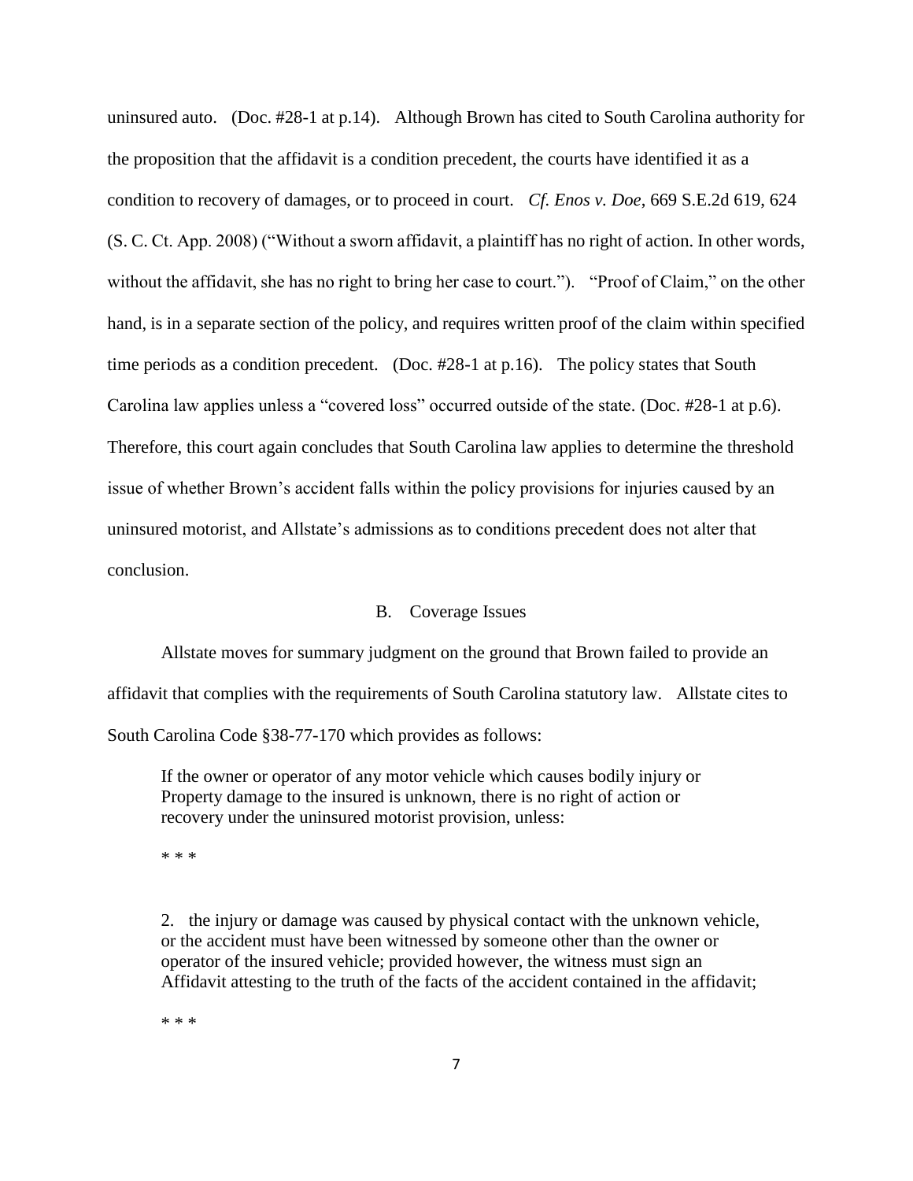uninsured auto. (Doc. #28-1 at p.14). Although Brown has cited to South Carolina authority for the proposition that the affidavit is a condition precedent, the courts have identified it as a condition to recovery of damages, or to proceed in court. *Cf. Enos v. Doe*, 669 S.E.2d 619, 624 (S. C. Ct. App. 2008) ("Without a sworn affidavit, a plaintiff has no right of action. In other words, without the affidavit, she has no right to bring her case to court."). "Proof of Claim," on the other hand, is in a separate section of the policy, and requires written proof of the claim within specified time periods as a condition precedent. (Doc. #28-1 at p.16). The policy states that South Carolina law applies unless a "covered loss" occurred outside of the state. (Doc. #28-1 at p.6). Therefore, this court again concludes that South Carolina law applies to determine the threshold issue of whether Brown's accident falls within the policy provisions for injuries caused by an uninsured motorist, and Allstate's admissions as to conditions precedent does not alter that conclusion.

## B. Coverage Issues

Allstate moves for summary judgment on the ground that Brown failed to provide an affidavit that complies with the requirements of South Carolina statutory law. Allstate cites to South Carolina Code §38-77-170 which provides as follows:

> If the owner or operator of any motor vehicle which causes bodily injury or Property damage to the insured is unknown, there is no right of action or recovery under the uninsured motorist provision, unless:
>
> * * *
>
> 2. the injury or damage was caused by physical contact with the unknown vehicle, or the accident must have been witnessed by someone other than the owner or operator of the insured vehicle; provided however, the witness must sign an Affidavit attesting to the truth of the facts of the accident contained in the affidavit;
>
> * * *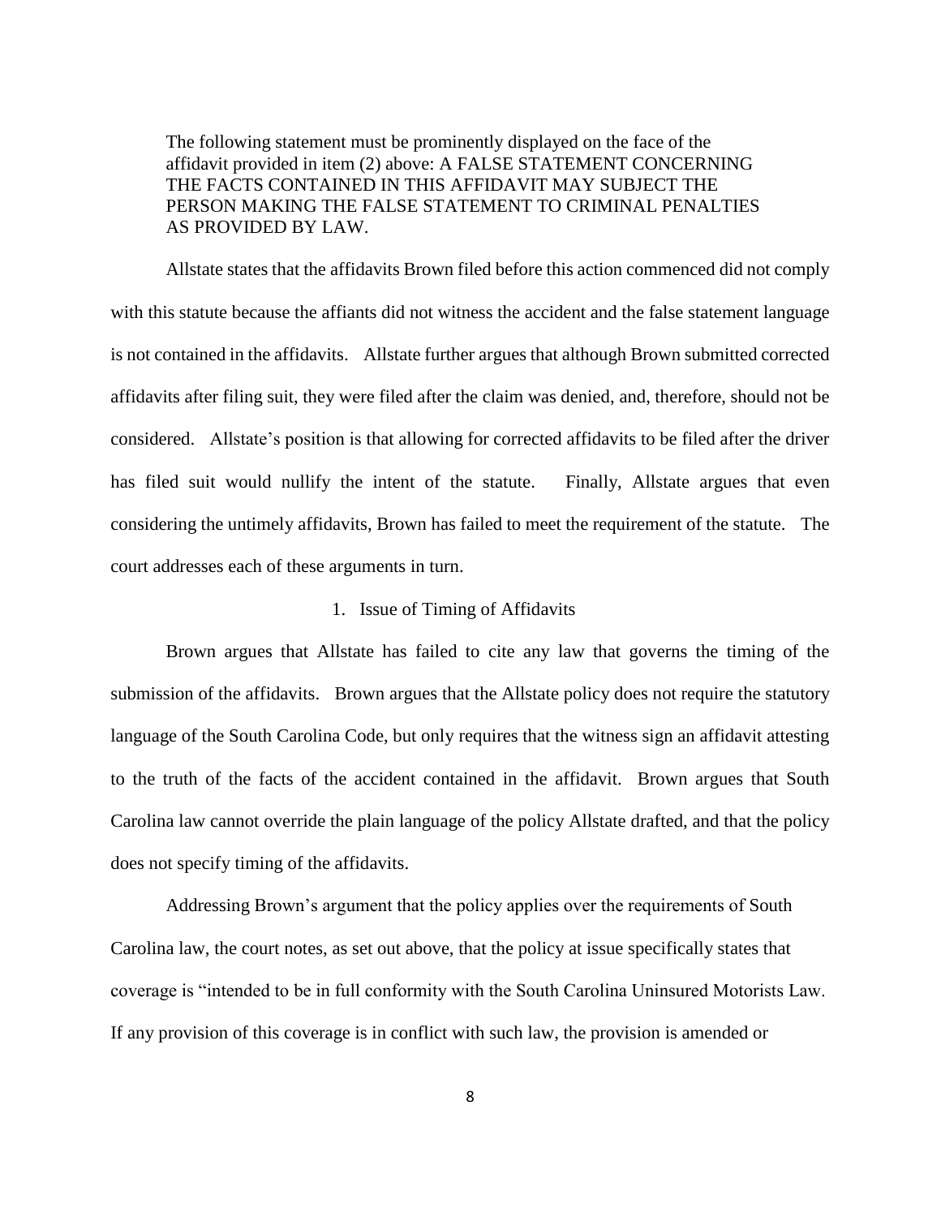> The following statement must be prominently displayed on the face of the affidavit provided in item (2) above: A FALSE STATEMENT CONCERNING THE FACTS CONTAINED IN THIS AFFIDAVIT MAY SUBJECT THE PERSON MAKING THE FALSE STATEMENT TO CRIMINAL PENALTIES AS PROVIDED BY LAW.

Allstate states that the affidavits Brown filed before this action commenced did not comply with this statute because the affiants did not witness the accident and the false statement language is not contained in the affidavits. Allstate further argues that although Brown submitted corrected affidavits after filing suit, they were filed after the claim was denied, and, therefore, should not be considered. Allstate's position is that allowing for corrected affidavits to be filed after the driver has filed suit would nullify the intent of the statute. Finally, Allstate argues that even considering the untimely affidavits, Brown has failed to meet the requirement of the statute. The court addresses each of these arguments in turn.

1. Issue of Timing of Affidavits

Brown argues that Allstate has failed to cite any law that governs the timing of the submission of the affidavits. Brown argues that the Allstate policy does not require the statutory language of the South Carolina Code, but only requires that the witness sign an affidavit attesting to the truth of the facts of the accident contained in the affidavit. Brown argues that South Carolina law cannot override the plain language of the policy Allstate drafted, and that the policy does not specify timing of the affidavits.

Addressing Brown's argument that the policy applies over the requirements of South Carolina law, the court notes, as set out above, that the policy at issue specifically states that coverage is "intended to be in full conformity with the South Carolina Uninsured Motorists Law. If any provision of this coverage is in conflict with such law, the provision is amended or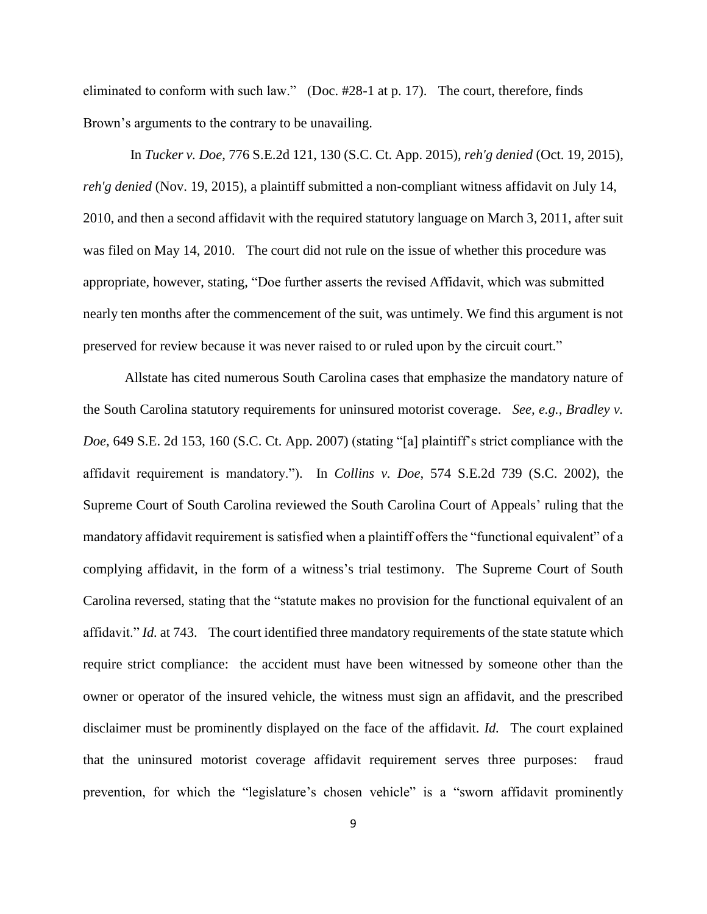eliminated to conform with such law." (Doc. #28-1 at p. 17). The court, therefore, finds Brown's arguments to the contrary to be unavailing.

In *Tucker v. Doe*, 776 S.E.2d 121, 130 (S.C. Ct. App. 2015), *reh'g denied* (Oct. 19, 2015), *reh'g denied* (Nov. 19, 2015), a plaintiff submitted a non-compliant witness affidavit on July 14, 2010, and then a second affidavit with the required statutory language on March 3, 2011, after suit was filed on May 14, 2010. The court did not rule on the issue of whether this procedure was appropriate, however, stating, "Doe further asserts the revised Affidavit, which was submitted nearly ten months after the commencement of the suit, was untimely. We find this argument is not preserved for review because it was never raised to or ruled upon by the circuit court."

Allstate has cited numerous South Carolina cases that emphasize the mandatory nature of the South Carolina statutory requirements for uninsured motorist coverage. *See, e.g., Bradley v. Doe,* 649 S.E. 2d 153, 160 (S.C. Ct. App. 2007) (stating "[a] plaintiff's strict compliance with the affidavit requirement is mandatory."). In *Collins v. Doe*, 574 S.E.2d 739 (S.C. 2002), the Supreme Court of South Carolina reviewed the South Carolina Court of Appeals' ruling that the mandatory affidavit requirement is satisfied when a plaintiff offers the "functional equivalent" of a complying affidavit, in the form of a witness's trial testimony. The Supreme Court of South Carolina reversed, stating that the "statute makes no provision for the functional equivalent of an affidavit." *Id.* at 743. The court identified three mandatory requirements of the state statute which require strict compliance: the accident must have been witnessed by someone other than the owner or operator of the insured vehicle, the witness must sign an affidavit, and the prescribed disclaimer must be prominently displayed on the face of the affidavit. *Id.* The court explained that the uninsured motorist coverage affidavit requirement serves three purposes: fraud prevention, for which the "legislature's chosen vehicle" is a "sworn affidavit prominently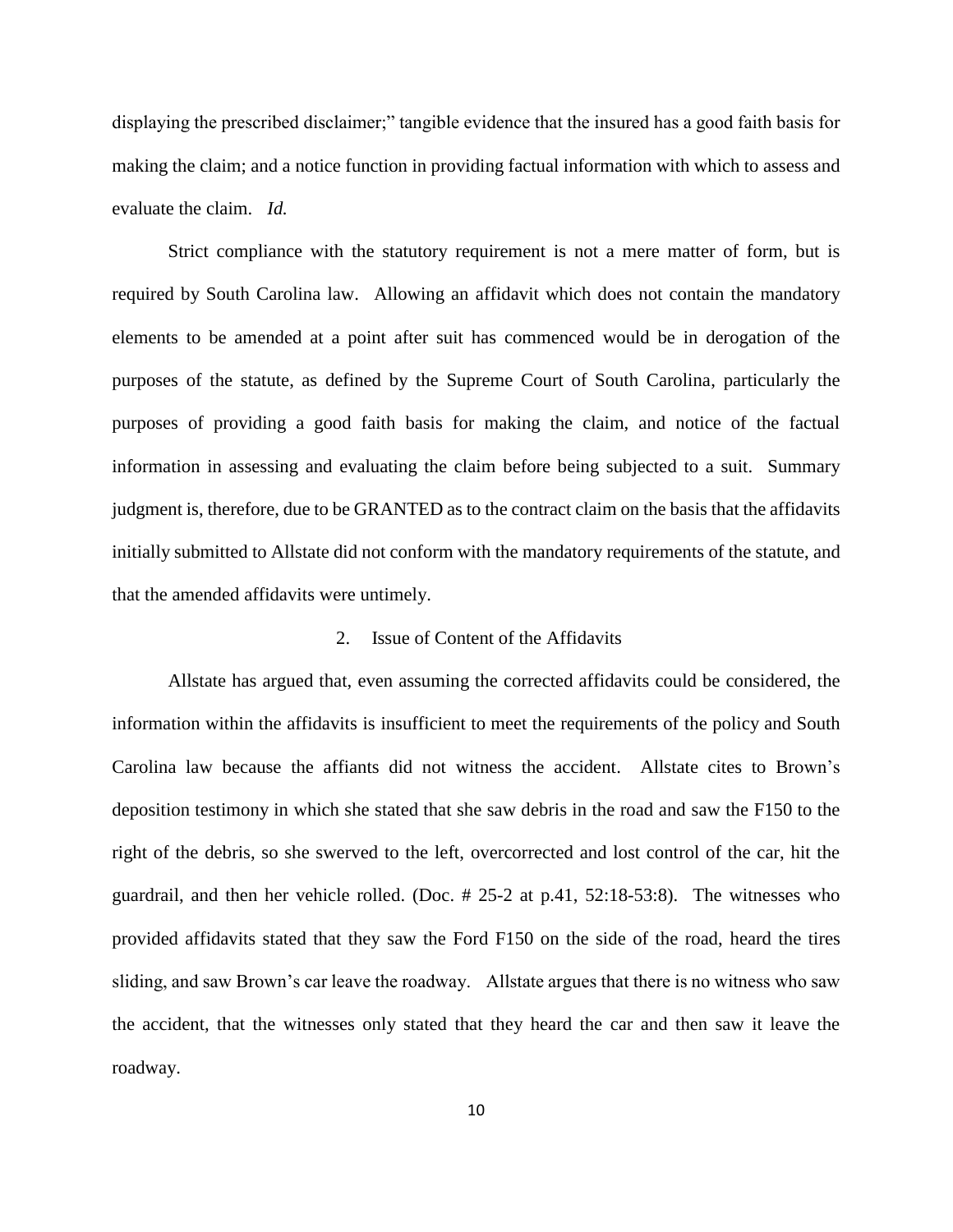displaying the prescribed disclaimer;" tangible evidence that the insured has a good faith basis for making the claim; and a notice function in providing factual information with which to assess and evaluate the claim. *Id.*

Strict compliance with the statutory requirement is not a mere matter of form, but is required by South Carolina law. Allowing an affidavit which does not contain the mandatory elements to be amended at a point after suit has commenced would be in derogation of the purposes of the statute, as defined by the Supreme Court of South Carolina, particularly the purposes of providing a good faith basis for making the claim, and notice of the factual information in assessing and evaluating the claim before being subjected to a suit. Summary judgment is, therefore, due to be GRANTED as to the contract claim on the basis that the affidavits initially submitted to Allstate did not conform with the mandatory requirements of the statute, and that the amended affidavits were untimely.

### 2. Issue of Content of the Affidavits

Allstate has argued that, even assuming the corrected affidavits could be considered, the information within the affidavits is insufficient to meet the requirements of the policy and South Carolina law because the affiants did not witness the accident. Allstate cites to Brown's deposition testimony in which she stated that she saw debris in the road and saw the F150 to the right of the debris, so she swerved to the left, overcorrected and lost control of the car, hit the guardrail, and then her vehicle rolled. (Doc. # 25-2 at p.41, 52:18-53:8). The witnesses who provided affidavits stated that they saw the Ford F150 on the side of the road, heard the tires sliding, and saw Brown's car leave the roadway. Allstate argues that there is no witness who saw the accident, that the witnesses only stated that they heard the car and then saw it leave the roadway.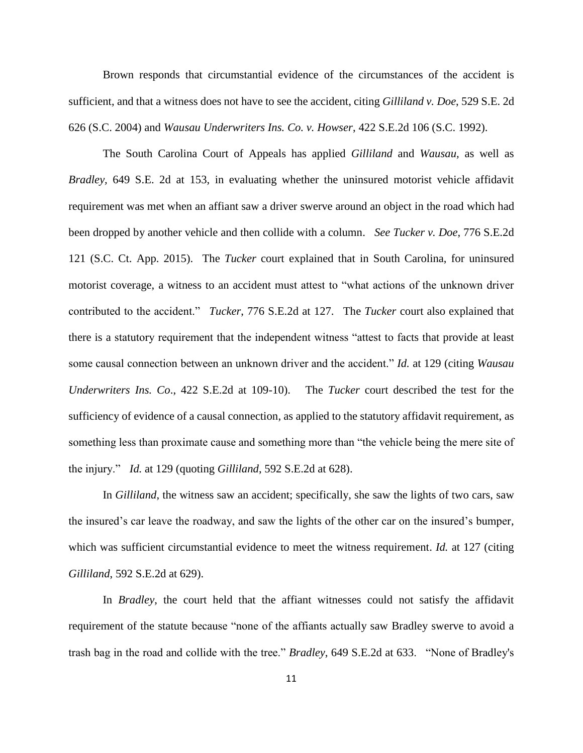Brown responds that circumstantial evidence of the circumstances of the accident is sufficient, and that a witness does not have to see the accident, citing *Gilliland v. Doe*, 529 S.E. 2d 626 (S.C. 2004) and *Wausau Underwriters Ins. Co. v. Howser*, 422 S.E.2d 106 (S.C. 1992).

The South Carolina Court of Appeals has applied *Gilliland* and *Wausau,* as well as *Bradley*, 649 S.E. 2d at 153, in evaluating whether the uninsured motorist vehicle affidavit requirement was met when an affiant saw a driver swerve around an object in the road which had been dropped by another vehicle and then collide with a column. *See Tucker v. Doe*, 776 S.E.2d 121 (S.C. Ct. App. 2015). The *Tucker* court explained that in South Carolina, for uninsured motorist coverage, a witness to an accident must attest to "what actions of the unknown driver contributed to the accident." *Tucker*, 776 S.E.2d at 127. The *Tucker* court also explained that there is a statutory requirement that the independent witness "attest to facts that provide at least some causal connection between an unknown driver and the accident." *Id.* at 129 (citing *Wausau Underwriters Ins. Co*., 422 S.E.2d at 109-10). The *Tucker* court described the test for the sufficiency of evidence of a causal connection, as applied to the statutory affidavit requirement, as something less than proximate cause and something more than "the vehicle being the mere site of the injury." *Id.* at 129 (quoting *Gilliland*, 592 S.E.2d at 628).

In *Gilliland*, the witness saw an accident; specifically, she saw the lights of two cars, saw the insured's car leave the roadway, and saw the lights of the other car on the insured's bumper, which was sufficient circumstantial evidence to meet the witness requirement. *Id.* at 127 (citing *Gilliland*, 592 S.E.2d at 629).

In *Bradley*, the court held that the affiant witnesses could not satisfy the affidavit requirement of the statute because "none of the affiants actually saw Bradley swerve to avoid a trash bag in the road and collide with the tree." *Bradley*, 649 S.E.2d at 633. "None of Bradley's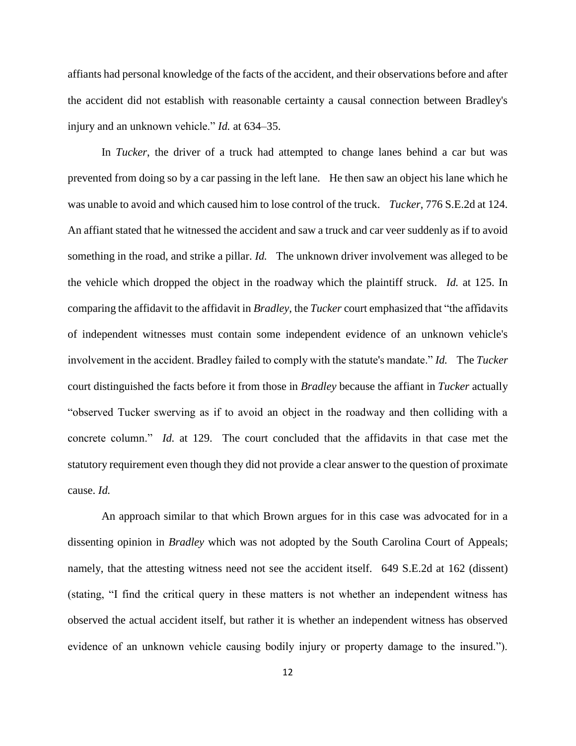affiants had personal knowledge of the facts of the accident, and their observations before and after the accident did not establish with reasonable certainty a causal connection between Bradley's injury and an unknown vehicle." *Id.* at 634–35.

In *Tucker*, the driver of a truck had attempted to change lanes behind a car but was prevented from doing so by a car passing in the left lane. He then saw an object his lane which he was unable to avoid and which caused him to lose control of the truck. *Tucker*, 776 S.E.2d at 124. An affiant stated that he witnessed the accident and saw a truck and car veer suddenly as if to avoid something in the road, and strike a pillar. *Id.* The unknown driver involvement was alleged to be the vehicle which dropped the object in the roadway which the plaintiff struck. *Id.* at 125. In comparing the affidavit to the affidavit in *Bradley*, the *Tucker* court emphasized that "the affidavits of independent witnesses must contain some independent evidence of an unknown vehicle's involvement in the accident. Bradley failed to comply with the statute's mandate." *Id.* The *Tucker* court distinguished the facts before it from those in *Bradley* because the affiant in *Tucker* actually "observed Tucker swerving as if to avoid an object in the roadway and then colliding with a concrete column." *Id.* at 129. The court concluded that the affidavits in that case met the statutory requirement even though they did not provide a clear answer to the question of proximate cause. *Id.*

An approach similar to that which Brown argues for in this case was advocated for in a dissenting opinion in *Bradley* which was not adopted by the South Carolina Court of Appeals; namely, that the attesting witness need not see the accident itself. 649 S.E.2d at 162 (dissent) (stating, "I find the critical query in these matters is not whether an independent witness has observed the actual accident itself, but rather it is whether an independent witness has observed evidence of an unknown vehicle causing bodily injury or property damage to the insured.").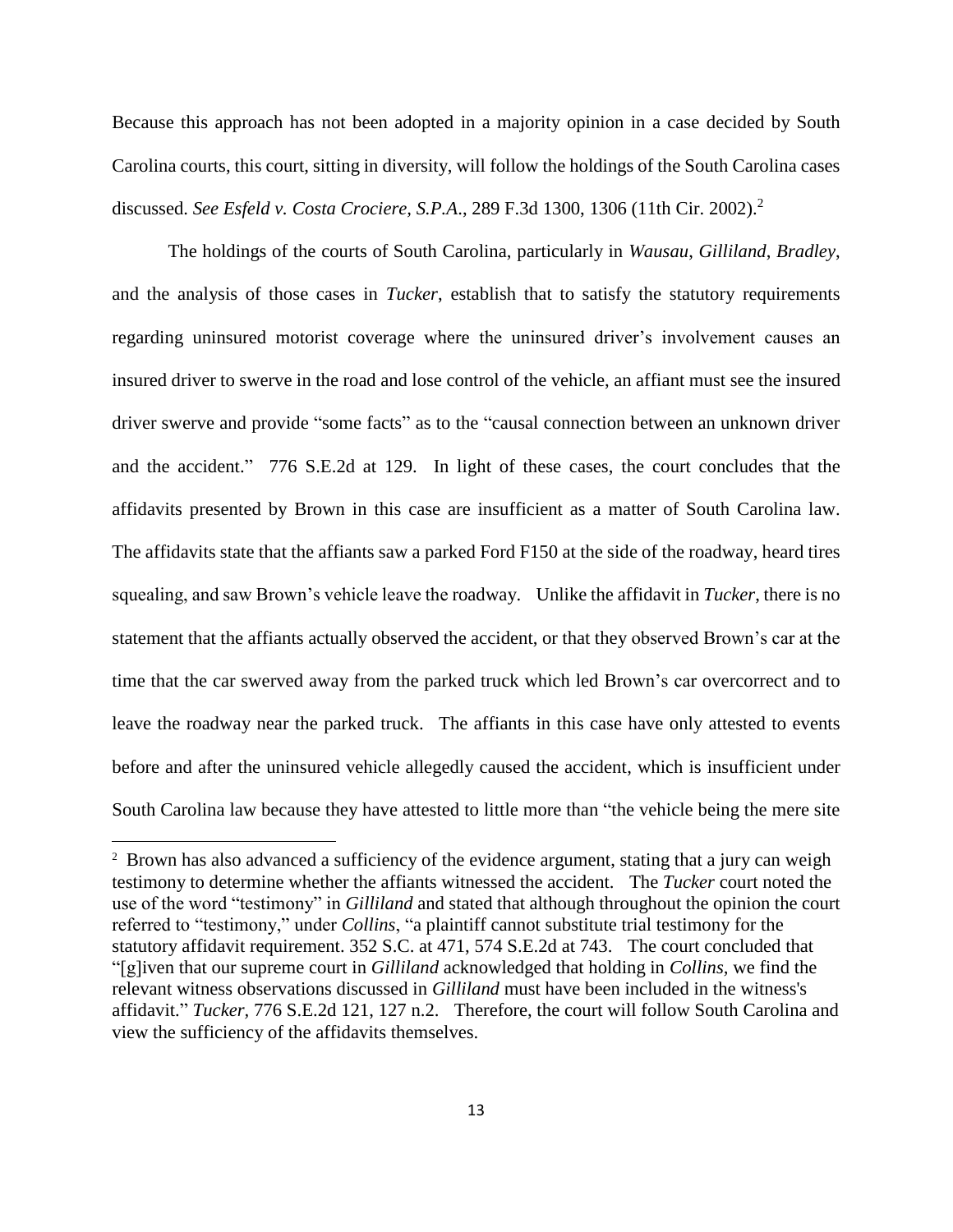Because this approach has not been adopted in a majority opinion in a case decided by South Carolina courts, this court, sitting in diversity, will follow the holdings of the South Carolina cases discussed. *See Esfeld v. Costa Crociere, S.P.A.*, 289 F.3d 1300, 1306 (11th Cir. 2002).[2]

The holdings of the courts of South Carolina, particularly in *Wausau*, *Gilliland*, *Bradley*, and the analysis of those cases in *Tucker*, establish that to satisfy the statutory requirements regarding uninsured motorist coverage where the uninsured driver's involvement causes an insured driver to swerve in the road and lose control of the vehicle, an affiant must see the insured driver swerve and provide "some facts" as to the "causal connection between an unknown driver and the accident." 776 S.E.2d at 129. In light of these cases, the court concludes that the affidavits presented by Brown in this case are insufficient as a matter of South Carolina law. The affidavits state that the affiants saw a parked Ford F150 at the side of the roadway, heard tires squealing, and saw Brown's vehicle leave the roadway. Unlike the affidavit in *Tucker*, there is no statement that the affiants actually observed the accident, or that they observed Brown's car at the time that the car swerved away from the parked truck which led Brown's car overcorrect and to leave the roadway near the parked truck. The affiants in this case have only attested to events before and after the uninsured vehicle allegedly caused the accident, which is insufficient under South Carolina law because they have attested to little more than "the vehicle being the mere site

---

[2] Brown has also advanced a sufficiency of the evidence argument, stating that a jury can weigh testimony to determine whether the affiants witnessed the accident. The *Tucker* court noted the use of the word "testimony" in *Gilliland* and stated that although throughout the opinion the court referred to "testimony," under *Collins*, "a plaintiff cannot substitute trial testimony for the statutory affidavit requirement. 352 S.C. at 471, 574 S.E.2d at 743. The court concluded that "[g]iven that our supreme court in *Gilliland* acknowledged that holding in *Collins*, we find the relevant witness observations discussed in *Gilliland* must have been included in the witness's affidavit." *Tucker*, 776 S.E.2d 121, 127 n.2. Therefore, the court will follow South Carolina and view the sufficiency of the affidavits themselves.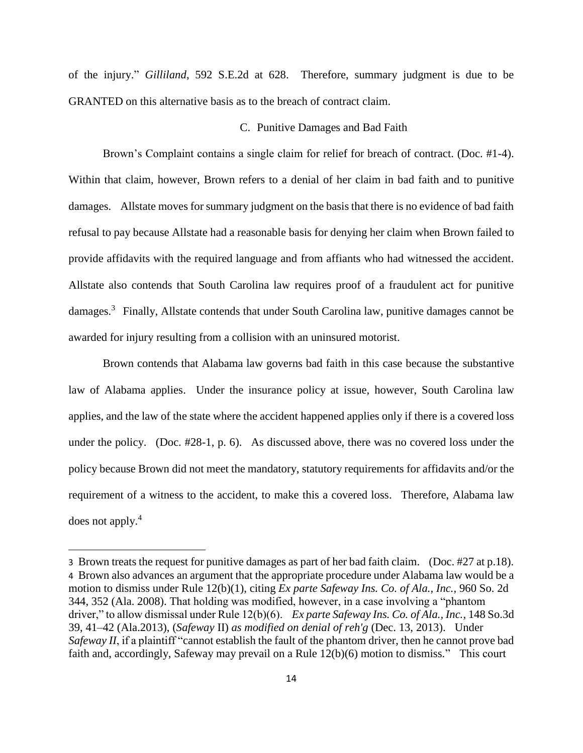of the injury." *Gilliland*, 592 S.E.2d at 628. Therefore, summary judgment is due to be GRANTED on this alternative basis as to the breach of contract claim.

### C. Punitive Damages and Bad Faith

Brown's Complaint contains a single claim for relief for breach of contract. (Doc. #1-4). Within that claim, however, Brown refers to a denial of her claim in bad faith and to punitive damages. Allstate moves for summary judgment on the basis that there is no evidence of bad faith refusal to pay because Allstate had a reasonable basis for denying her claim when Brown failed to provide affidavits with the required language and from affiants who had witnessed the accident. Allstate also contends that South Carolina law requires proof of a fraudulent act for punitive damages.[3] Finally, Allstate contends that under South Carolina law, punitive damages cannot be awarded for injury resulting from a collision with an uninsured motorist.

Brown contends that Alabama law governs bad faith in this case because the substantive law of Alabama applies. Under the insurance policy at issue, however, South Carolina law applies, and the law of the state where the accident happened applies only if there is a covered loss under the policy. (Doc. #28-1, p. 6). As discussed above, there was no covered loss under the policy because Brown did not meet the mandatory, statutory requirements for affidavits and/or the requirement of a witness to the accident, to make this a covered loss. Therefore, Alabama law does not apply.[4]

---

[3] Brown treats the request for punitive damages as part of her bad faith claim. (Doc. #27 at p.18).

[4] Brown also advances an argument that the appropriate procedure under Alabama law would be a motion to dismiss under Rule 12(b)(1), citing *Ex parte Safeway Ins. Co. of Ala., Inc.*, 960 So. 2d 344, 352 (Ala. 2008). That holding was modified, however, in a case involving a "phantom driver," to allow dismissal under Rule 12(b)(6). *Ex parte Safeway Ins. Co. of Ala., Inc.*, 148 So.3d 39, 41–42 (Ala.2013), (*Safeway* II) *as modified on denial of reh'g* (Dec. 13, 2013). Under *Safeway II*, if a plaintiff "cannot establish the fault of the phantom driver, then he cannot prove bad faith and, accordingly, Safeway may prevail on a Rule 12(b)(6) motion to dismiss." This court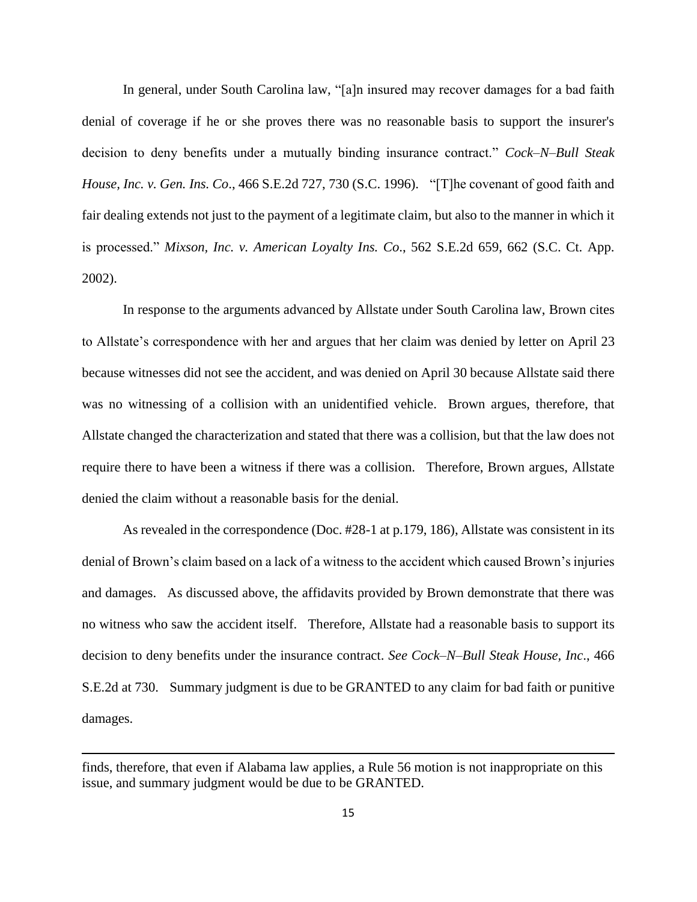In general, under South Carolina law, "[a]n insured may recover damages for a bad faith denial of coverage if he or she proves there was no reasonable basis to support the insurer's decision to deny benefits under a mutually binding insurance contract." *Cock–N–Bull Steak House, Inc. v. Gen. Ins. Co*., 466 S.E.2d 727, 730 (S.C. 1996). "[T]he covenant of good faith and fair dealing extends not just to the payment of a legitimate claim, but also to the manner in which it is processed." *Mixson, Inc. v. American Loyalty Ins. Co*., 562 S.E.2d 659, 662 (S.C. Ct. App. 2002).

In response to the arguments advanced by Allstate under South Carolina law, Brown cites to Allstate's correspondence with her and argues that her claim was denied by letter on April 23 because witnesses did not see the accident, and was denied on April 30 because Allstate said there was no witnessing of a collision with an unidentified vehicle. Brown argues, therefore, that Allstate changed the characterization and stated that there was a collision, but that the law does not require there to have been a witness if there was a collision. Therefore, Brown argues, Allstate denied the claim without a reasonable basis for the denial.

As revealed in the correspondence (Doc. #28-1 at p.179, 186), Allstate was consistent in its denial of Brown's claim based on a lack of a witness to the accident which caused Brown's injuries and damages. As discussed above, the affidavits provided by Brown demonstrate that there was no witness who saw the accident itself. Therefore, Allstate had a reasonable basis to support its decision to deny benefits under the insurance contract. *See Cock–N–Bull Steak House, Inc*., 466 S.E.2d at 730. Summary judgment is due to be GRANTED to any claim for bad faith or punitive damages.

---

finds, therefore, that even if Alabama law applies, a Rule 56 motion is not inappropriate on this issue, and summary judgment would be due to be GRANTED.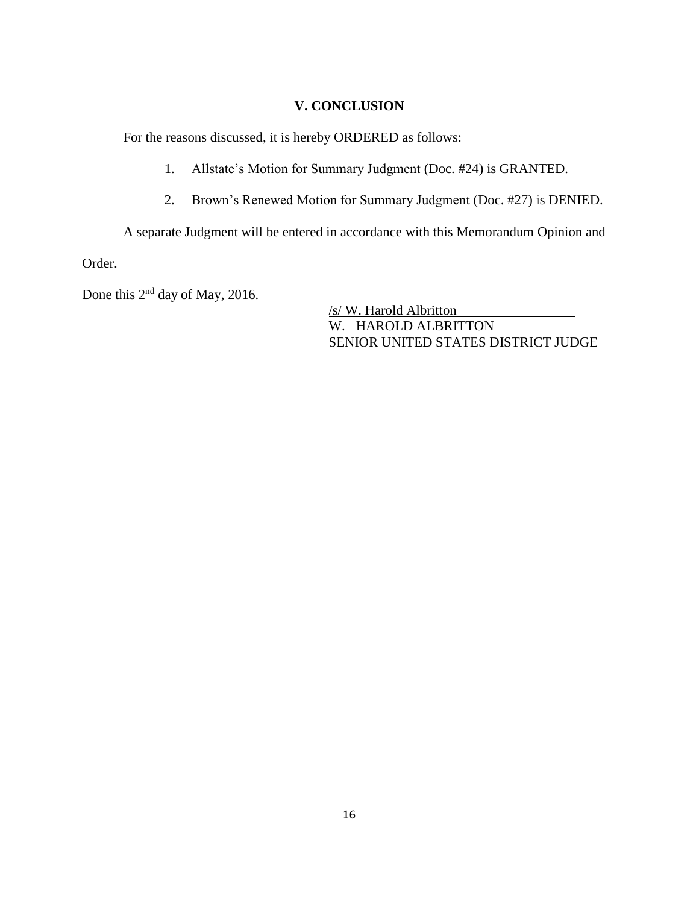## V. CONCLUSION

For the reasons discussed, it is hereby ORDERED as follows:

1. Allstate's Motion for Summary Judgment (Doc. #24) is GRANTED.

2. Brown's Renewed Motion for Summary Judgment (Doc. #27) is DENIED.

A separate Judgment will be entered in accordance with this Memorandum Opinion and Order.

Done this 2nd day of May, 2016.

/s/ W. Harold Albritton
W. HAROLD ALBRITTON
SENIOR UNITED STATES DISTRICT JUDGE